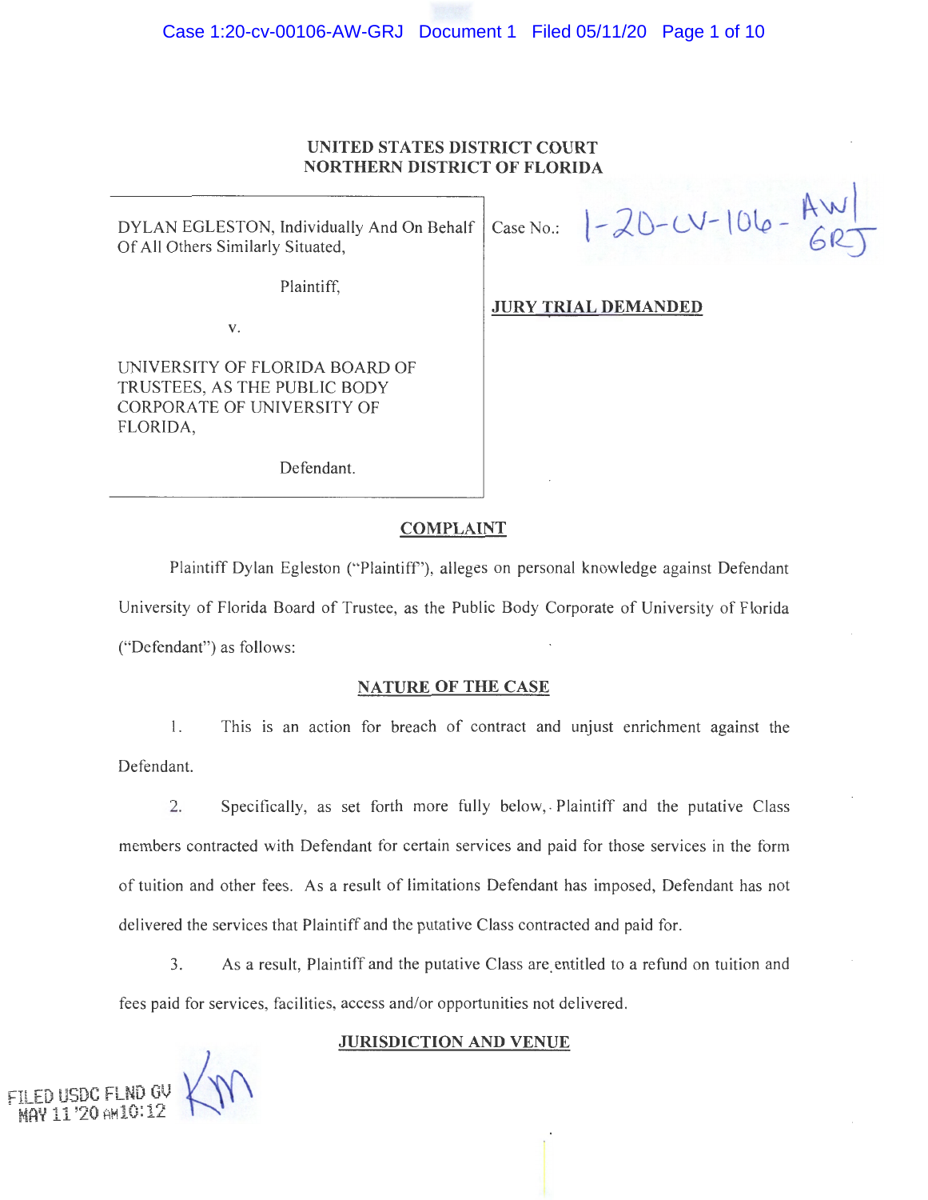**UNITED STATES DISTRICT COURT**
**NORTHERN DISTRICT OF FLORIDA**

| | |
|---|---|
| DYLAN EGLESTON, Individually And On Behalf Of All Others Similarly Situated,<br><br>Plaintiff,<br><br>v.<br><br>UNIVERSITY OF FLORIDA BOARD OF TRUSTEES, AS THE PUBLIC BODY CORPORATE OF UNIVERSITY OF FLORIDA,<br><br>Defendant. | Case No.: 1-20-cv-106-AW/GRJ<br><br>**JURY TRIAL DEMANDED** |

## COMPLAINT

Plaintiff Dylan Egleston ("Plaintiff"), alleges on personal knowledge against Defendant University of Florida Board of Trustee, as the Public Body Corporate of University of Florida ("Defendant") as follows:

## NATURE OF THE CASE

1. This is an action for breach of contract and unjust enrichment against the Defendant.

2. Specifically, as set forth more fully below, Plaintiff and the putative Class members contracted with Defendant for certain services and paid for those services in the form of tuition and other fees. As a result of limitations Defendant has imposed, Defendant has not delivered the services that Plaintiff and the putative Class contracted and paid for.

3. As a result, Plaintiff and the putative Class are entitled to a refund on tuition and fees paid for services, facilities, access and/or opportunities not delivered.

## JURISDICTION AND VENUE

FILED USDC FLND GV
MAY 11 '20 AM10:12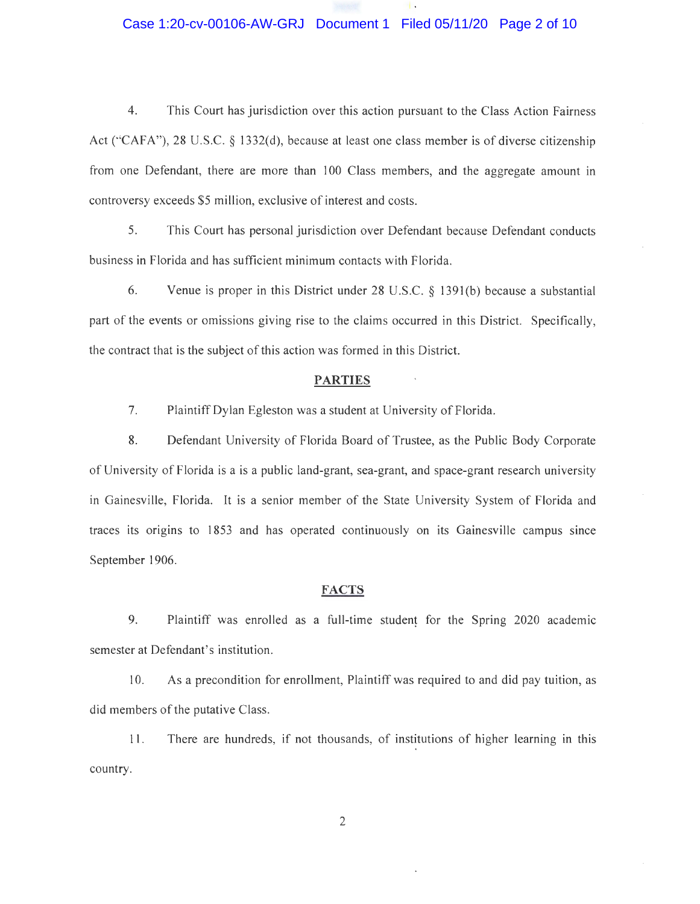4. This Court has jurisdiction over this action pursuant to the Class Action Fairness Act ("CAFA"), 28 U.S.C. § 1332(d), because at least one class member is of diverse citizenship from one Defendant, there are more than 100 Class members, and the aggregate amount in controversy exceeds $5 million, exclusive of interest and costs.

5. This Court has personal jurisdiction over Defendant because Defendant conducts business in Florida and has sufficient minimum contacts with Florida.

6. Venue is proper in this District under 28 U.S.C. § 1391(b) because a substantial part of the events or omissions giving rise to the claims occurred in this District. Specifically, the contract that is the subject of this action was formed in this District.

## PARTIES

7. Plaintiff Dylan Egleston was a student at University of Florida.

8. Defendant University of Florida Board of Trustee, as the Public Body Corporate of University of Florida is a is a public land-grant, sea-grant, and space-grant research university in Gainesville, Florida. It is a senior member of the State University System of Florida and traces its origins to 1853 and has operated continuously on its Gainesville campus since September 1906.

## FACTS

9. Plaintiff was enrolled as a full-time student for the Spring 2020 academic semester at Defendant's institution.

10. As a precondition for enrollment, Plaintiff was required to and did pay tuition, as did members of the putative Class.

11. There are hundreds, if not thousands, of institutions of higher learning in this country.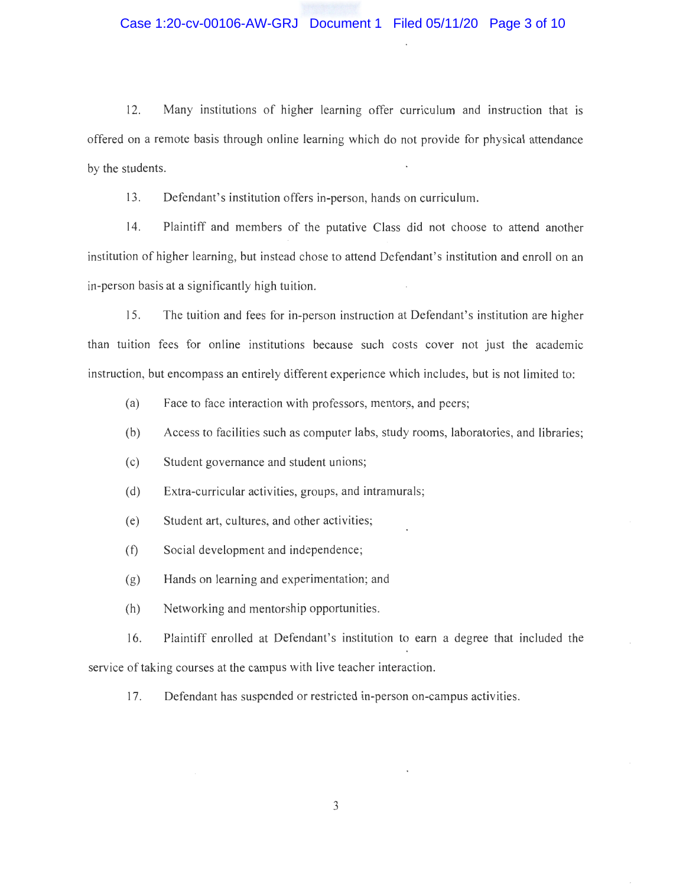12. Many institutions of higher learning offer curriculum and instruction that is offered on a remote basis through online learning which do not provide for physical attendance by the students.

13. Defendant's institution offers in-person, hands on curriculum.

14. Plaintiff and members of the putative Class did not choose to attend another institution of higher learning, but instead chose to attend Defendant's institution and enroll on an in-person basis at a significantly high tuition.

15. The tuition and fees for in-person instruction at Defendant's institution are higher than tuition fees for online institutions because such costs cover not just the academic instruction, but encompass an entirely different experience which includes, but is not limited to:

(a) Face to face interaction with professors, mentors, and peers;

(b) Access to facilities such as computer labs, study rooms, laboratories, and libraries;

(c) Student governance and student unions;

(d) Extra-curricular activities, groups, and intramurals;

(e) Student art, cultures, and other activities;

(f) Social development and independence;

(g) Hands on learning and experimentation; and

(h) Networking and mentorship opportunities.

16. Plaintiff enrolled at Defendant's institution to earn a degree that included the service of taking courses at the campus with live teacher interaction.

17. Defendant has suspended or restricted in-person on-campus activities.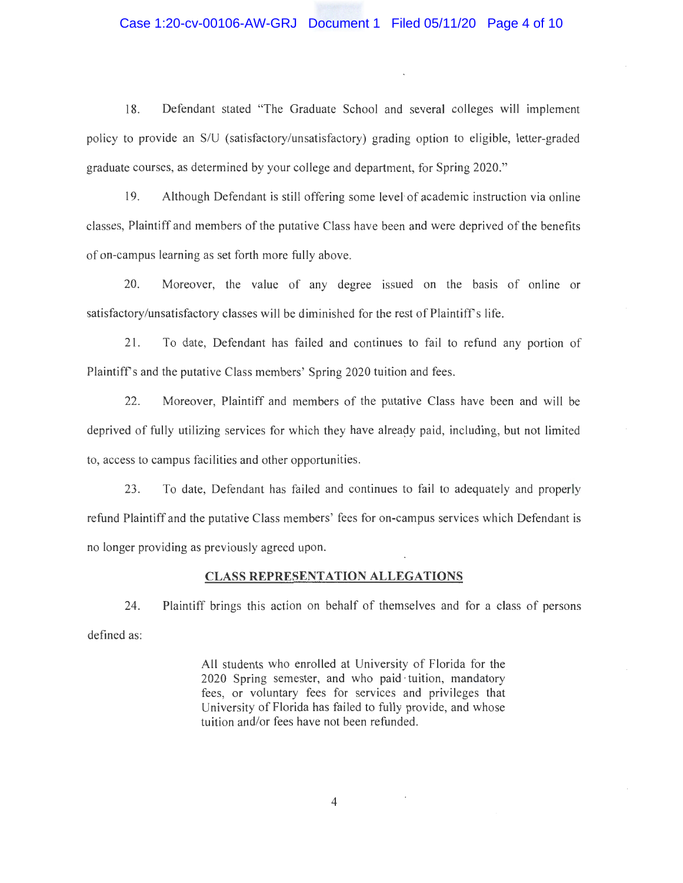18. Defendant stated "The Graduate School and several colleges will implement policy to provide an S/U (satisfactory/unsatisfactory) grading option to eligible, letter-graded graduate courses, as determined by your college and department, for Spring 2020."

19. Although Defendant is still offering some level of academic instruction via online classes, Plaintiff and members of the putative Class have been and were deprived of the benefits of on-campus learning as set forth more fully above.

20. Moreover, the value of any degree issued on the basis of online or satisfactory/unsatisfactory classes will be diminished for the rest of Plaintiff's life.

21. To date, Defendant has failed and continues to fail to refund any portion of Plaintiff's and the putative Class members' Spring 2020 tuition and fees.

22. Moreover, Plaintiff and members of the putative Class have been and will be deprived of fully utilizing services for which they have already paid, including, but not limited to, access to campus facilities and other opportunities.

23. To date, Defendant has failed and continues to fail to adequately and properly refund Plaintiff and the putative Class members' fees for on-campus services which Defendant is no longer providing as previously agreed upon.

## CLASS REPRESENTATION ALLEGATIONS

24. Plaintiff brings this action on behalf of themselves and for a class of persons defined as:

> All students who enrolled at University of Florida for the 2020 Spring semester, and who paid tuition, mandatory fees, or voluntary fees for services and privileges that University of Florida has failed to fully provide, and whose tuition and/or fees have not been refunded.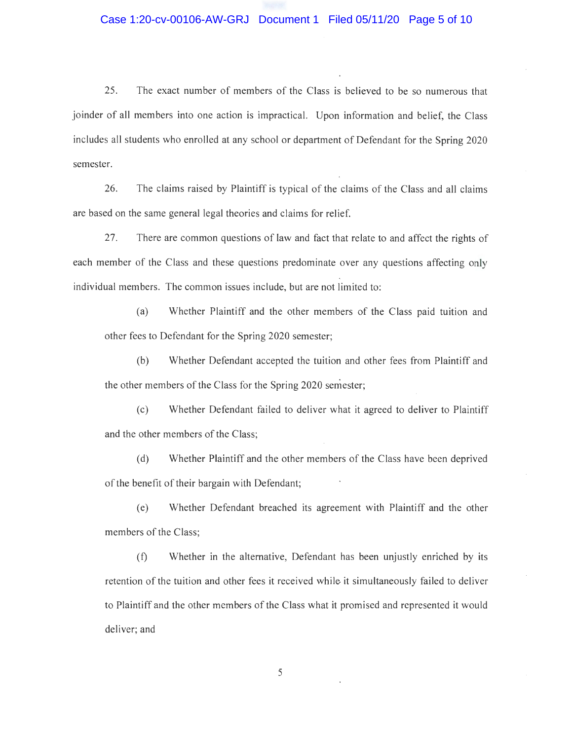25. The exact number of members of the Class is believed to be so numerous that joinder of all members into one action is impractical. Upon information and belief, the Class includes all students who enrolled at any school or department of Defendant for the Spring 2020 semester.

26. The claims raised by Plaintiff is typical of the claims of the Class and all claims are based on the same general legal theories and claims for relief.

27. There are common questions of law and fact that relate to and affect the rights of each member of the Class and these questions predominate over any questions affecting only individual members. The common issues include, but are not limited to:

(a) Whether Plaintiff and the other members of the Class paid tuition and other fees to Defendant for the Spring 2020 semester;

(b) Whether Defendant accepted the tuition and other fees from Plaintiff and the other members of the Class for the Spring 2020 semester;

(c) Whether Defendant failed to deliver what it agreed to deliver to Plaintiff and the other members of the Class;

(d) Whether Plaintiff and the other members of the Class have been deprived of the benefit of their bargain with Defendant;

(e) Whether Defendant breached its agreement with Plaintiff and the other members of the Class;

(f) Whether in the alternative, Defendant has been unjustly enriched by its retention of the tuition and other fees it received while it simultaneously failed to deliver to Plaintiff and the other members of the Class what it promised and represented it would deliver; and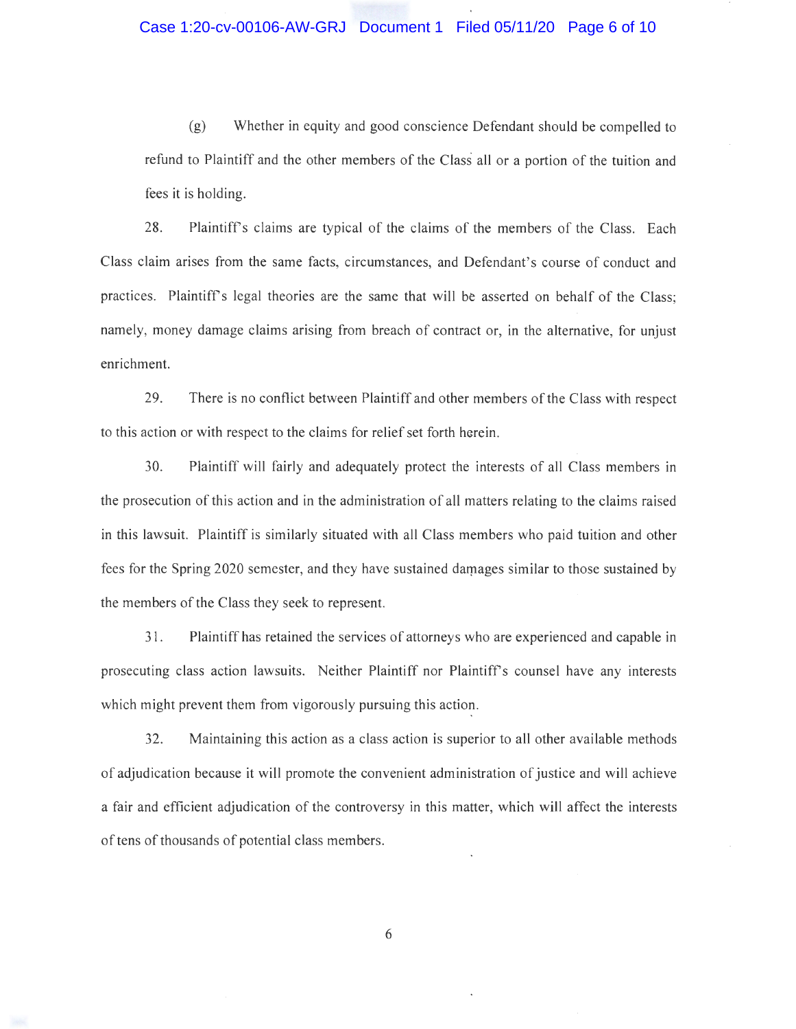(g) Whether in equity and good conscience Defendant should be compelled to refund to Plaintiff and the other members of the Class all or a portion of the tuition and fees it is holding.

28. Plaintiff's claims are typical of the claims of the members of the Class. Each Class claim arises from the same facts, circumstances, and Defendant's course of conduct and practices. Plaintiff's legal theories are the same that will be asserted on behalf of the Class; namely, money damage claims arising from breach of contract or, in the alternative, for unjust enrichment.

29. There is no conflict between Plaintiff and other members of the Class with respect to this action or with respect to the claims for relief set forth herein.

30. Plaintiff will fairly and adequately protect the interests of all Class members in the prosecution of this action and in the administration of all matters relating to the claims raised in this lawsuit. Plaintiff is similarly situated with all Class members who paid tuition and other fees for the Spring 2020 semester, and they have sustained damages similar to those sustained by the members of the Class they seek to represent.

31. Plaintiff has retained the services of attorneys who are experienced and capable in prosecuting class action lawsuits. Neither Plaintiff nor Plaintiff's counsel have any interests which might prevent them from vigorously pursuing this action.

32. Maintaining this action as a class action is superior to all other available methods of adjudication because it will promote the convenient administration of justice and will achieve a fair and efficient adjudication of the controversy in this matter, which will affect the interests of tens of thousands of potential class members.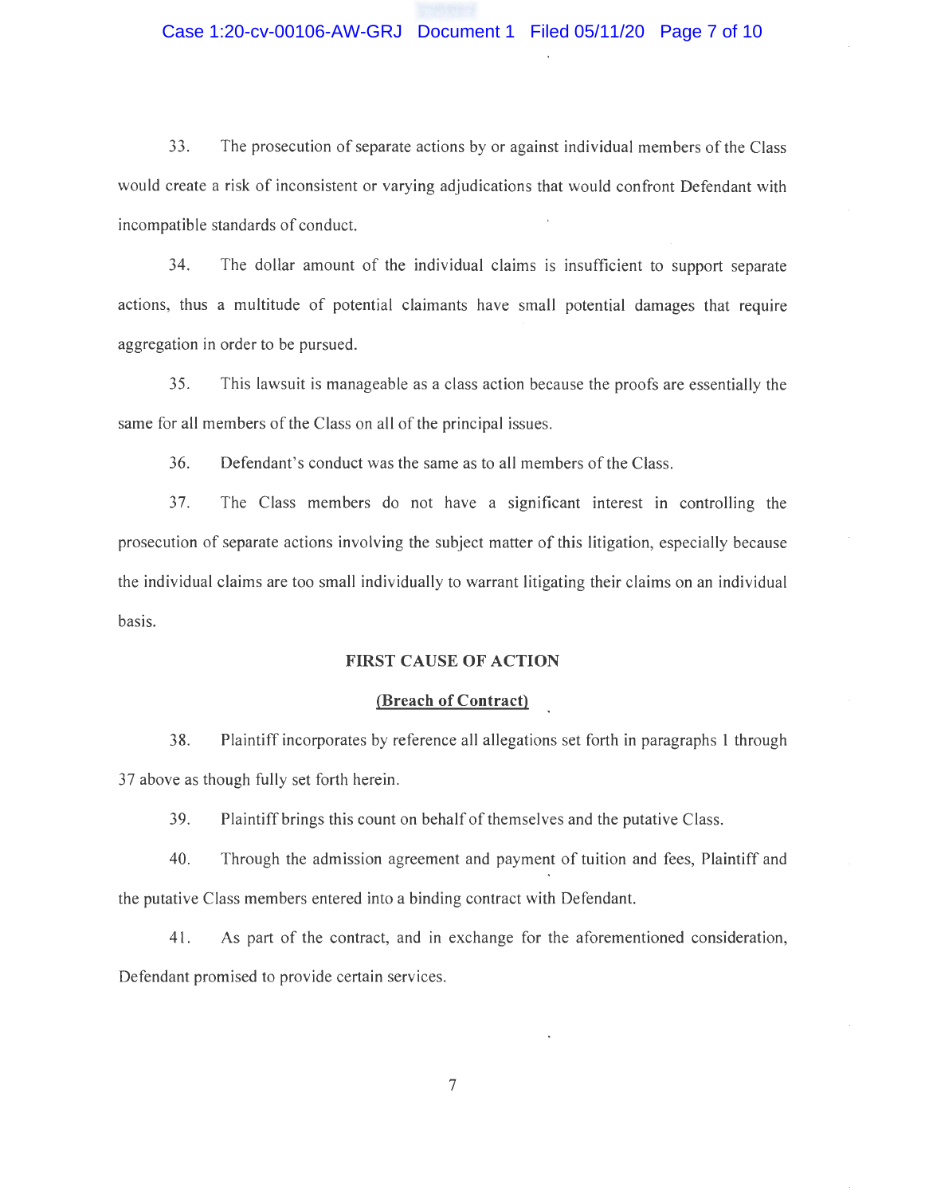33. The prosecution of separate actions by or against individual members of the Class would create a risk of inconsistent or varying adjudications that would confront Defendant with incompatible standards of conduct.

34. The dollar amount of the individual claims is insufficient to support separate actions, thus a multitude of potential claimants have small potential damages that require aggregation in order to be pursued.

35. This lawsuit is manageable as a class action because the proofs are essentially the same for all members of the Class on all of the principal issues.

36. Defendant's conduct was the same as to all members of the Class.

37. The Class members do not have a significant interest in controlling the prosecution of separate actions involving the subject matter of this litigation, especially because the individual claims are too small individually to warrant litigating their claims on an individual basis.

## FIRST CAUSE OF ACTION

### (Breach of Contract)

38. Plaintiff incorporates by reference all allegations set forth in paragraphs 1 through 37 above as though fully set forth herein.

39. Plaintiff brings this count on behalf of themselves and the putative Class.

40. Through the admission agreement and payment of tuition and fees, Plaintiff and the putative Class members entered into a binding contract with Defendant.

41. As part of the contract, and in exchange for the aforementioned consideration, Defendant promised to provide certain services.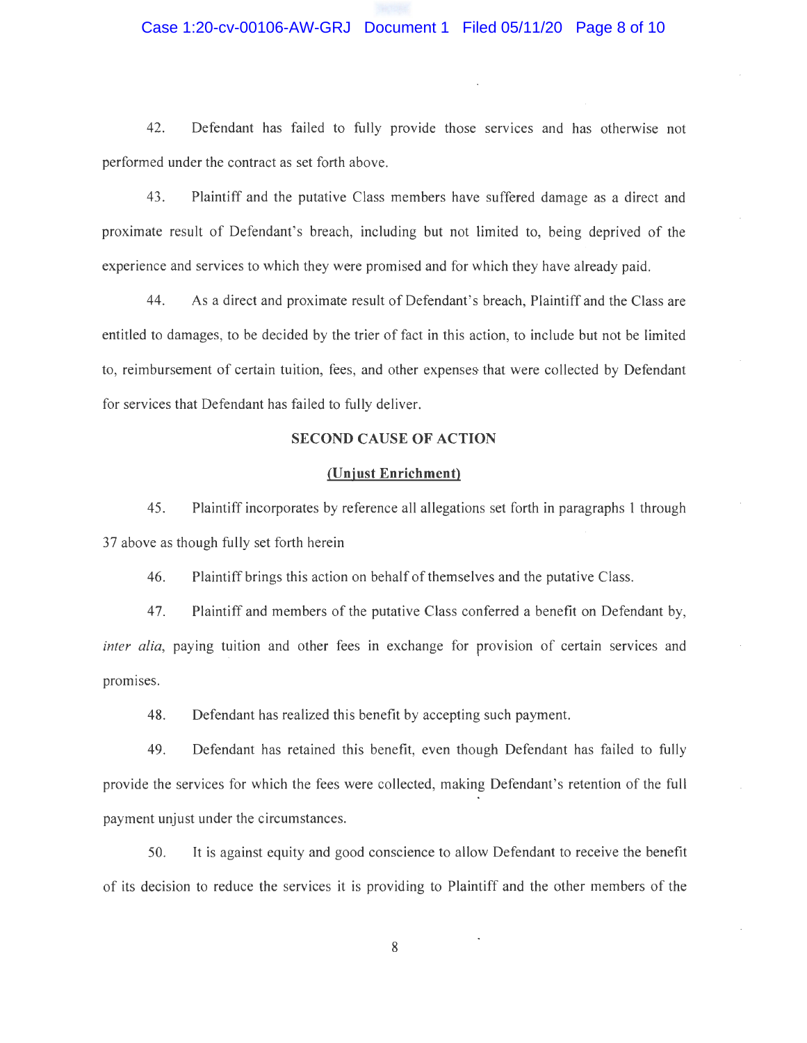42. Defendant has failed to fully provide those services and has otherwise not performed under the contract as set forth above.

43. Plaintiff and the putative Class members have suffered damage as a direct and proximate result of Defendant's breach, including but not limited to, being deprived of the experience and services to which they were promised and for which they have already paid.

44. As a direct and proximate result of Defendant's breach, Plaintiff and the Class are entitled to damages, to be decided by the trier of fact in this action, to include but not be limited to, reimbursement of certain tuition, fees, and other expenses that were collected by Defendant for services that Defendant has failed to fully deliver.

**SECOND CAUSE OF ACTION**

**(Unjust Enrichment)**

45. Plaintiff incorporates by reference all allegations set forth in paragraphs 1 through 37 above as though fully set forth herein

46. Plaintiff brings this action on behalf of themselves and the putative Class.

47. Plaintiff and members of the putative Class conferred a benefit on Defendant by, *inter alia*, paying tuition and other fees in exchange for provision of certain services and promises.

48. Defendant has realized this benefit by accepting such payment.

49. Defendant has retained this benefit, even though Defendant has failed to fully provide the services for which the fees were collected, making Defendant's retention of the full payment unjust under the circumstances.

50. It is against equity and good conscience to allow Defendant to receive the benefit of its decision to reduce the services it is providing to Plaintiff and the other members of the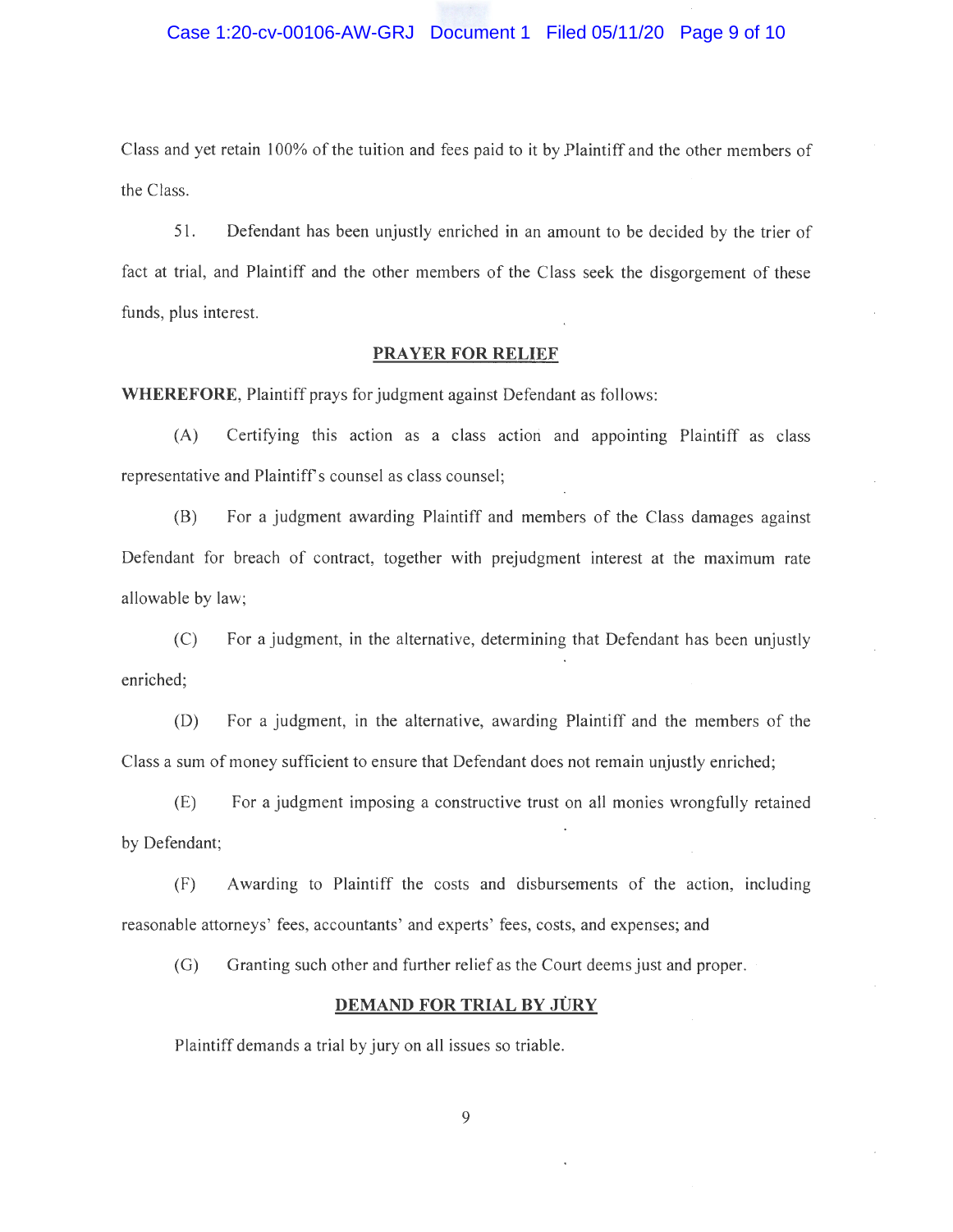Class and yet retain 100% of the tuition and fees paid to it by Plaintiff and the other members of the Class.

51. Defendant has been unjustly enriched in an amount to be decided by the trier of fact at trial, and Plaintiff and the other members of the Class seek the disgorgement of these funds, plus interest.

## PRAYER FOR RELIEF

**WHEREFORE**, Plaintiff prays for judgment against Defendant as follows:

(A) Certifying this action as a class action and appointing Plaintiff as class representative and Plaintiff's counsel as class counsel;

(B) For a judgment awarding Plaintiff and members of the Class damages against Defendant for breach of contract, together with prejudgment interest at the maximum rate allowable by law;

(C) For a judgment, in the alternative, determining that Defendant has been unjustly enriched;

(D) For a judgment, in the alternative, awarding Plaintiff and the members of the Class a sum of money sufficient to ensure that Defendant does not remain unjustly enriched;

(E) For a judgment imposing a constructive trust on all monies wrongfully retained by Defendant;

(F) Awarding to Plaintiff the costs and disbursements of the action, including reasonable attorneys' fees, accountants' and experts' fees, costs, and expenses; and

(G) Granting such other and further relief as the Court deems just and proper.

## DEMAND FOR TRIAL BY JURY

Plaintiff demands a trial by jury on all issues so triable.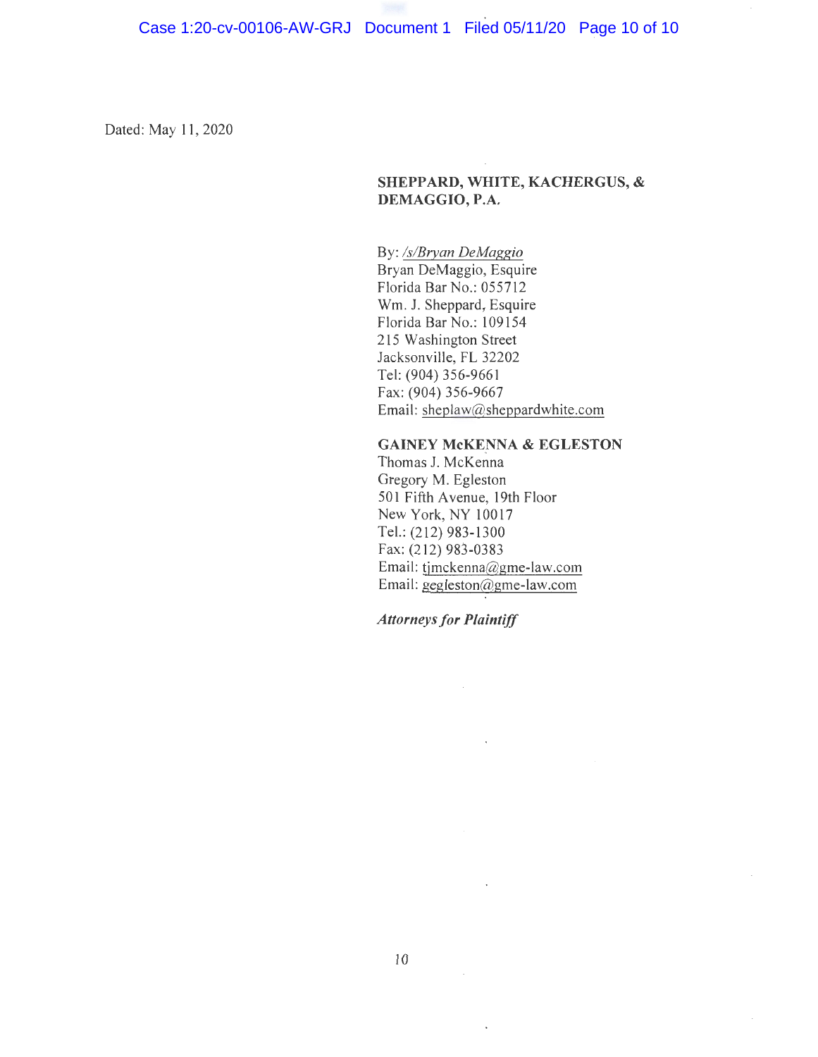Dated: May 11, 2020

**SHEPPARD, WHITE, KACHERGUS, & DEMAGGIO, P.A.**

By: */s/Bryan DeMaggio*
Bryan DeMaggio, Esquire
Florida Bar No.: 055712
Wm. J. Sheppard, Esquire
Florida Bar No.: 109154
215 Washington Street
Jacksonville, FL 32202
Tel: (904) 356-9661
Fax: (904) 356-9667
Email: sheplaw@sheppardwhite.com

**GAINEY McKENNA & EGLESTON**
Thomas J. McKenna
Gregory M. Egleston
501 Fifth Avenue, 19th Floor
New York, NY 10017
Tel.: (212) 983-1300
Fax: (212) 983-0383
Email: tjmckenna@gme-law.com
Email: gegleston@gme-law.com

***Attorneys for Plaintiff***